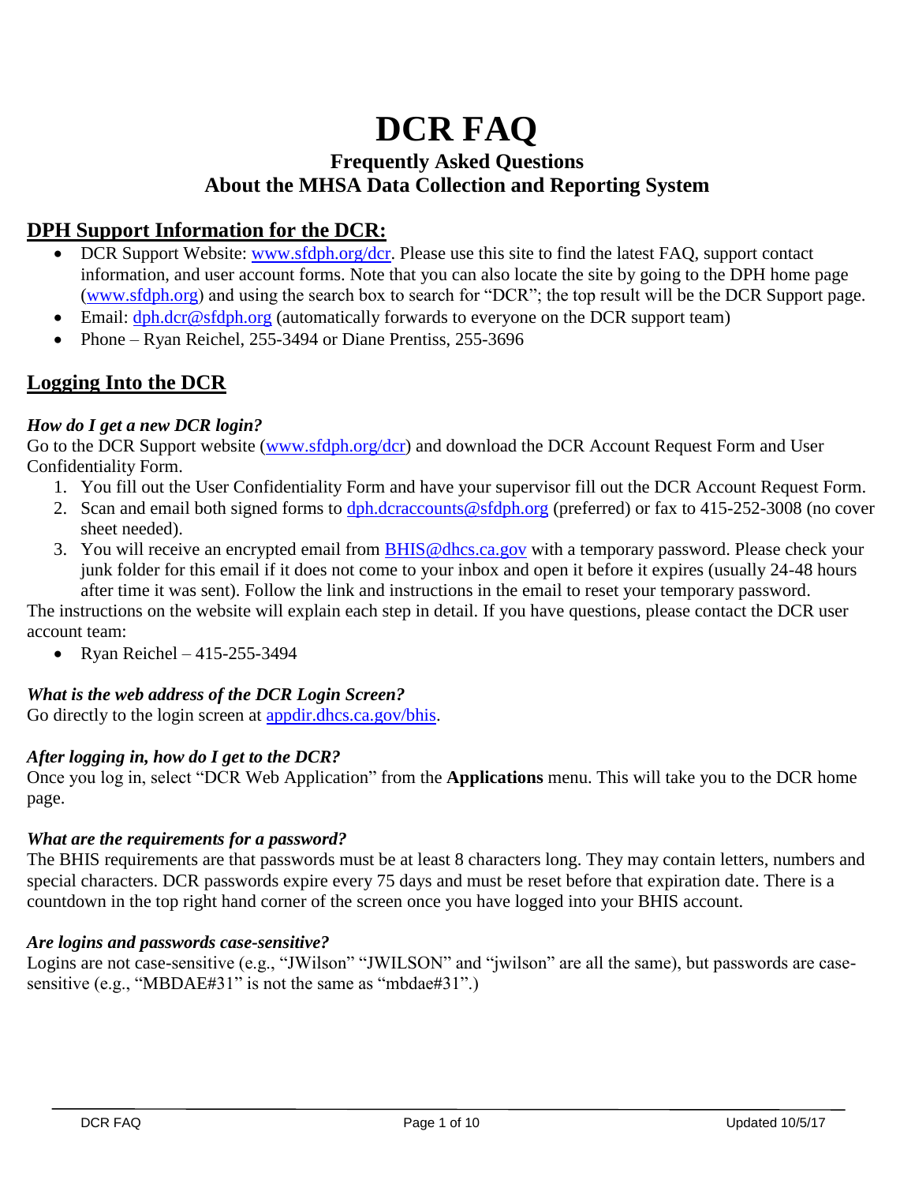# DCR FAQ

## Frequently Asked Questions
## About the MHSA Data Collection and Reporting System

## DPH Support Information for the DCR:

- DCR Support Website: www.sfdph.org/dcr. Please use this site to find the latest FAQ, support contact information, and user account forms. Note that you can also locate the site by going to the DPH home page (www.sfdph.org) and using the search box to search for "DCR"; the top result will be the DCR Support page.
- Email: dph.dcr@sfdph.org (automatically forwards to everyone on the DCR support team)
- Phone – Ryan Reichel, 255-3494 or Diane Prentiss, 255-3696

## Logging Into the DCR

***How do I get a new DCR login?***

Go to the DCR Support website (www.sfdph.org/dcr) and download the DCR Account Request Form and User Confidentiality Form.

1. You fill out the User Confidentiality Form and have your supervisor fill out the DCR Account Request Form.
2. Scan and email both signed forms to dph.dcraccounts@sfdph.org (preferred) or fax to 415-252-3008 (no cover sheet needed).
3. You will receive an encrypted email from BHIS@dhcs.ca.gov with a temporary password. Please check your junk folder for this email if it does not come to your inbox and open it before it expires (usually 24-48 hours after time it was sent). Follow the link and instructions in the email to reset your temporary password.

The instructions on the website will explain each step in detail. If you have questions, please contact the DCR user account team:

- Ryan Reichel – 415-255-3494

***What is the web address of the DCR Login Screen?***

Go directly to the login screen at appdir.dhcs.ca.gov/bhis.

***After logging in, how do I get to the DCR?***

Once you log in, select "DCR Web Application" from the **Applications** menu. This will take you to the DCR home page.

***What are the requirements for a password?***

The BHIS requirements are that passwords must be at least 8 characters long. They may contain letters, numbers and special characters. DCR passwords expire every 75 days and must be reset before that expiration date. There is a countdown in the top right hand corner of the screen once you have logged into your BHIS account.

***Are logins and passwords case-sensitive?***

Logins are not case-sensitive (e.g., "JWilson" "JWILSON" and "jwilson" are all the same), but passwords are case-sensitive (e.g., "MBDAE#31" is not the same as "mbdae#31".)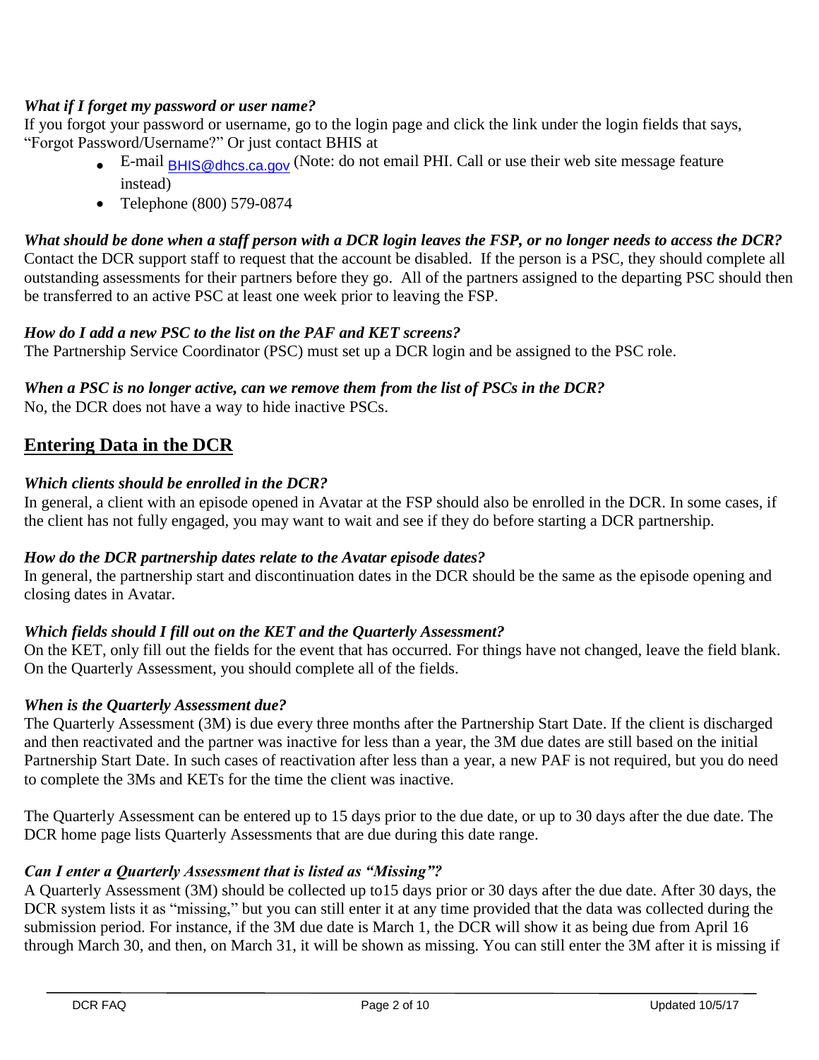***What if I forget my password or user name?***

If you forgot your password or username, go to the login page and click the link under the login fields that says, "Forgot Password/Username?" Or just contact BHIS at

- E-mail BHIS@dhcs.ca.gov (Note: do not email PHI. Call or use their web site message feature instead)
- Telephone (800) 579-0874

***What should be done when a staff person with a DCR login leaves the FSP, or no longer needs to access the DCR?***

Contact the DCR support staff to request that the account be disabled. If the person is a PSC, they should complete all outstanding assessments for their partners before they go. All of the partners assigned to the departing PSC should then be transferred to an active PSC at least one week prior to leaving the FSP.

***How do I add a new PSC to the list on the PAF and KET screens?***

The Partnership Service Coordinator (PSC) must set up a DCR login and be assigned to the PSC role.

***When a PSC is no longer active, can we remove them from the list of PSCs in the DCR?***

No, the DCR does not have a way to hide inactive PSCs.

## Entering Data in the DCR

***Which clients should be enrolled in the DCR?***

In general, a client with an episode opened in Avatar at the FSP should also be enrolled in the DCR. In some cases, if the client has not fully engaged, you may want to wait and see if they do before starting a DCR partnership.

***How do the DCR partnership dates relate to the Avatar episode dates?***

In general, the partnership start and discontinuation dates in the DCR should be the same as the episode opening and closing dates in Avatar.

***Which fields should I fill out on the KET and the Quarterly Assessment?***

On the KET, only fill out the fields for the event that has occurred. For things have not changed, leave the field blank. On the Quarterly Assessment, you should complete all of the fields.

***When is the Quarterly Assessment due?***

The Quarterly Assessment (3M) is due every three months after the Partnership Start Date. If the client is discharged and then reactivated and the partner was inactive for less than a year, the 3M due dates are still based on the initial Partnership Start Date. In such cases of reactivation after less than a year, a new PAF is not required, but you do need to complete the 3Ms and KETs for the time the client was inactive.

The Quarterly Assessment can be entered up to 15 days prior to the due date, or up to 30 days after the due date. The DCR home page lists Quarterly Assessments that are due during this date range.

***Can I enter a Quarterly Assessment that is listed as "Missing"?***

A Quarterly Assessment (3M) should be collected up to15 days prior or 30 days after the due date. After 30 days, the DCR system lists it as "missing," but you can still enter it at any time provided that the data was collected during the submission period. For instance, if the 3M due date is March 1, the DCR will show it as being due from April 16 through March 30, and then, on March 31, it will be shown as missing. You can still enter the 3M after it is missing if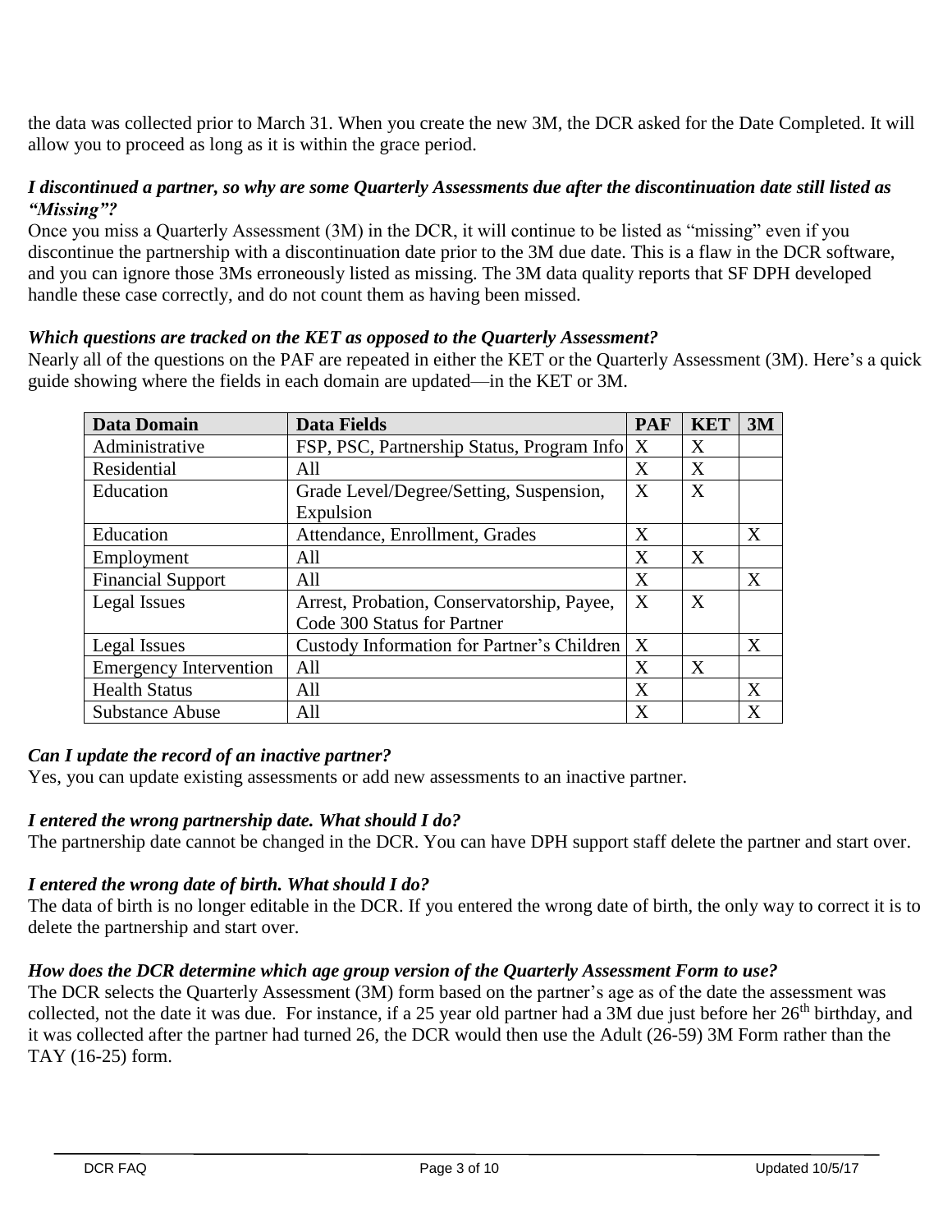the data was collected prior to March 31. When you create the new 3M, the DCR asked for the Date Completed. It will allow you to proceed as long as it is within the grace period.

***I discontinued a partner, so why are some Quarterly Assessments due after the discontinuation date still listed as "Missing"?***

Once you miss a Quarterly Assessment (3M) in the DCR, it will continue to be listed as "missing" even if you discontinue the partnership with a discontinuation date prior to the 3M due date. This is a flaw in the DCR software, and you can ignore those 3Ms erroneously listed as missing. The 3M data quality reports that SF DPH developed handle these case correctly, and do not count them as having been missed.

***Which questions are tracked on the KET as opposed to the Quarterly Assessment?***

Nearly all of the questions on the PAF are repeated in either the KET or the Quarterly Assessment (3M). Here's a quick guide showing where the fields in each domain are updated—in the KET or 3M.

| Data Domain | Data Fields | PAF | KET | 3M |
|---|---|---|---|---|
| Administrative | FSP, PSC, Partnership Status, Program Info | X | X | |
| Residential | All | X | X | |
| Education | Grade Level/Degree/Setting, Suspension, Expulsion | X | X | |
| Education | Attendance, Enrollment, Grades | X | | X |
| Employment | All | X | X | |
| Financial Support | All | X | | X |
| Legal Issues | Arrest, Probation, Conservatorship, Payee, Code 300 Status for Partner | X | X | |
| Legal Issues | Custody Information for Partner's Children | X | | X |
| Emergency Intervention | All | X | X | |
| Health Status | All | X | | X |
| Substance Abuse | All | X | | X |

***Can I update the record of an inactive partner?***

Yes, you can update existing assessments or add new assessments to an inactive partner.

***I entered the wrong partnership date. What should I do?***

The partnership date cannot be changed in the DCR. You can have DPH support staff delete the partner and start over.

***I entered the wrong date of birth. What should I do?***

The data of birth is no longer editable in the DCR. If you entered the wrong date of birth, the only way to correct it is to delete the partnership and start over.

***How does the DCR determine which age group version of the Quarterly Assessment Form to use?***

The DCR selects the Quarterly Assessment (3M) form based on the partner's age as of the date the assessment was collected, not the date it was due. For instance, if a 25 year old partner had a 3M due just before her 26th birthday, and it was collected after the partner had turned 26, the DCR would then use the Adult (26-59) 3M Form rather than the TAY (16-25) form.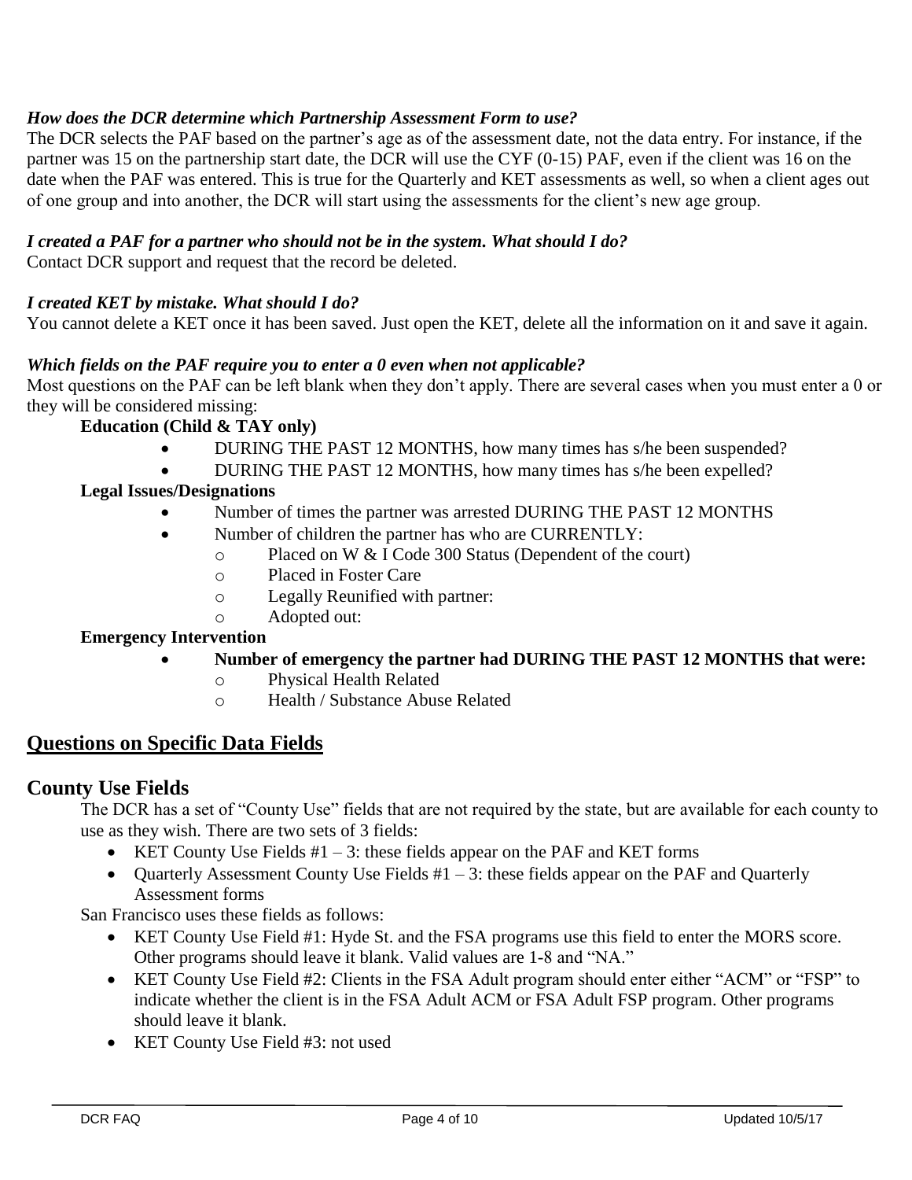***How does the DCR determine which Partnership Assessment Form to use?***

The DCR selects the PAF based on the partner's age as of the assessment date, not the data entry. For instance, if the partner was 15 on the partnership start date, the DCR will use the CYF (0-15) PAF, even if the client was 16 on the date when the PAF was entered. This is true for the Quarterly and KET assessments as well, so when a client ages out of one group and into another, the DCR will start using the assessments for the client's new age group.

***I created a PAF for a partner who should not be in the system. What should I do?***

Contact DCR support and request that the record be deleted.

***I created KET by mistake. What should I do?***

You cannot delete a KET once it has been saved. Just open the KET, delete all the information on it and save it again.

***Which fields on the PAF require you to enter a 0 even when not applicable?***

Most questions on the PAF can be left blank when they don't apply. There are several cases when you must enter a 0 or they will be considered missing:

**Education (Child & TAY only)**

- DURING THE PAST 12 MONTHS, how many times has s/he been suspended?
- DURING THE PAST 12 MONTHS, how many times has s/he been expelled?

**Legal Issues/Designations**

- Number of times the partner was arrested DURING THE PAST 12 MONTHS
- Number of children the partner has who are CURRENTLY:
    - Placed on W & I Code 300 Status (Dependent of the court)
    - Placed in Foster Care
    - Legally Reunified with partner:
    - Adopted out:

**Emergency Intervention**

- **Number of emergency the partner had DURING THE PAST 12 MONTHS that were:**
    - Physical Health Related
    - Health / Substance Abuse Related

## Questions on Specific Data Fields

### County Use Fields

The DCR has a set of "County Use" fields that are not required by the state, but are available for each county to use as they wish. There are two sets of 3 fields:

- KET County Use Fields #1 – 3: these fields appear on the PAF and KET forms
- Quarterly Assessment County Use Fields #1 – 3: these fields appear on the PAF and Quarterly Assessment forms

San Francisco uses these fields as follows:

- KET County Use Field #1: Hyde St. and the FSA programs use this field to enter the MORS score. Other programs should leave it blank. Valid values are 1-8 and "NA."
- KET County Use Field #2: Clients in the FSA Adult program should enter either "ACM" or "FSP" to indicate whether the client is in the FSA Adult ACM or FSA Adult FSP program. Other programs should leave it blank.
- KET County Use Field #3: not used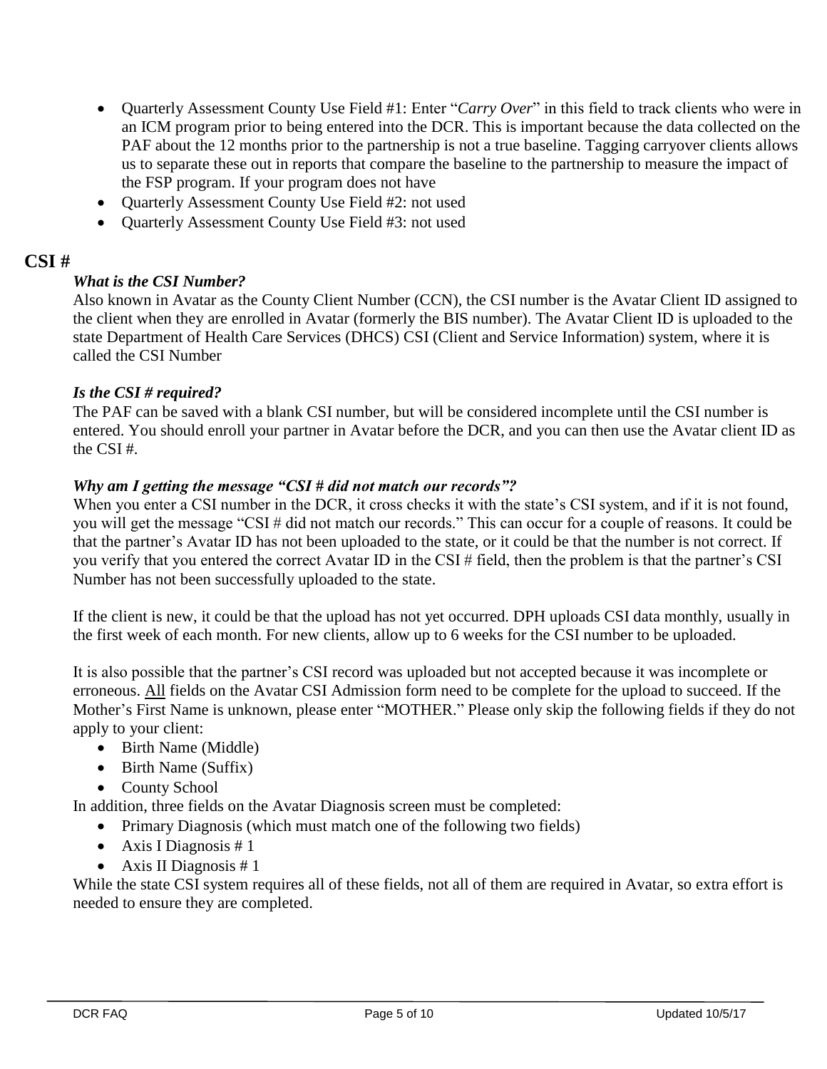- Quarterly Assessment County Use Field #1: Enter "*Carry Over*" in this field to track clients who were in an ICM program prior to being entered into the DCR. This is important because the data collected on the PAF about the 12 months prior to the partnership is not a true baseline. Tagging carryover clients allows us to separate these out in reports that compare the baseline to the partnership to measure the impact of the FSP program. If your program does not have
- Quarterly Assessment County Use Field #2: not used
- Quarterly Assessment County Use Field #3: not used

## CSI #

***What is the CSI Number?***

Also known in Avatar as the County Client Number (CCN), the CSI number is the Avatar Client ID assigned to the client when they are enrolled in Avatar (formerly the BIS number). The Avatar Client ID is uploaded to the state Department of Health Care Services (DHCS) CSI (Client and Service Information) system, where it is called the CSI Number

***Is the CSI # required?***

The PAF can be saved with a blank CSI number, but will be considered incomplete until the CSI number is entered. You should enroll your partner in Avatar before the DCR, and you can then use the Avatar client ID as the CSI #.

***Why am I getting the message "CSI # did not match our records"?***

When you enter a CSI number in the DCR, it cross checks it with the state's CSI system, and if it is not found, you will get the message "CSI # did not match our records." This can occur for a couple of reasons. It could be that the partner's Avatar ID has not been uploaded to the state, or it could be that the number is not correct. If you verify that you entered the correct Avatar ID in the CSI # field, then the problem is that the partner's CSI Number has not been successfully uploaded to the state.

If the client is new, it could be that the upload has not yet occurred. DPH uploads CSI data monthly, usually in the first week of each month. For new clients, allow up to 6 weeks for the CSI number to be uploaded.

It is also possible that the partner's CSI record was uploaded but not accepted because it was incomplete or erroneous. <u>All</u> fields on the Avatar CSI Admission form need to be complete for the upload to succeed. If the Mother's First Name is unknown, please enter "MOTHER." Please only skip the following fields if they do not apply to your client:

- Birth Name (Middle)
- Birth Name (Suffix)
- County School

In addition, three fields on the Avatar Diagnosis screen must be completed:

- Primary Diagnosis (which must match one of the following two fields)
- Axis I Diagnosis # 1
- Axis II Diagnosis # 1

While the state CSI system requires all of these fields, not all of them are required in Avatar, so extra effort is needed to ensure they are completed.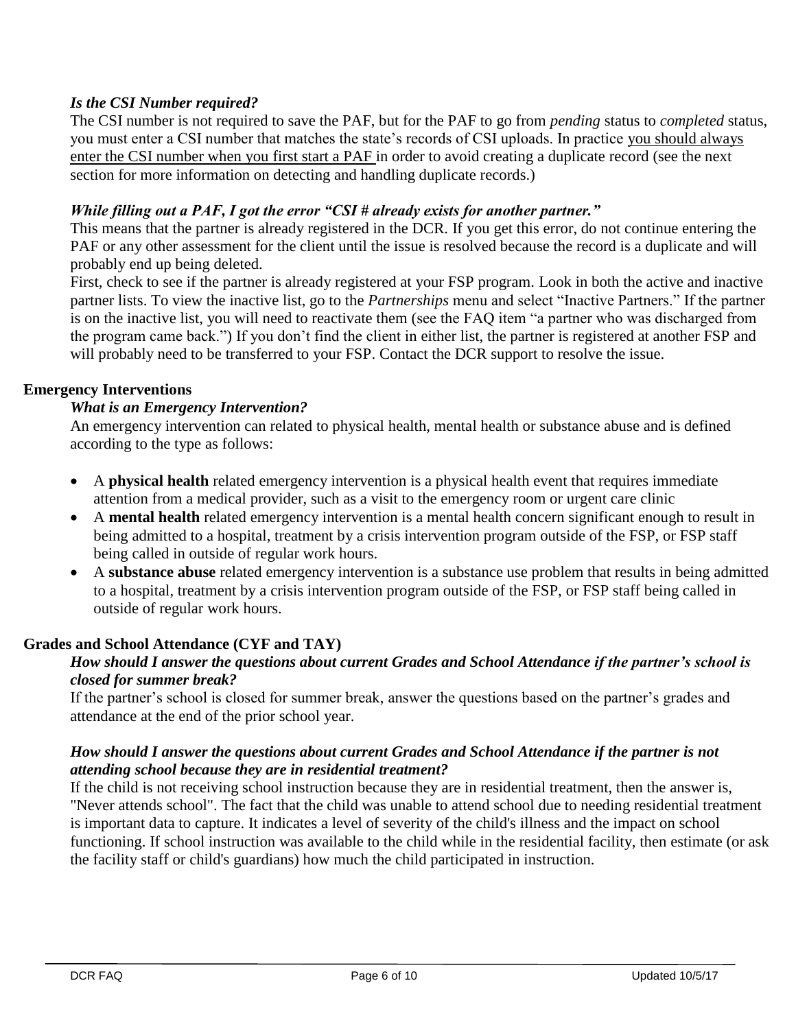### *Is the CSI Number required?*

The CSI number is not required to save the PAF, but for the PAF to go from *pending* status to *completed* status, you must enter a CSI number that matches the state's records of CSI uploads. In practice you should always enter the CSI number when you first start a PAF in order to avoid creating a duplicate record (see the next section for more information on detecting and handling duplicate records.)

### *While filling out a PAF, I got the error "CSI # already exists for another partner."*

This means that the partner is already registered in the DCR. If you get this error, do not continue entering the PAF or any other assessment for the client until the issue is resolved because the record is a duplicate and will probably end up being deleted.

First, check to see if the partner is already registered at your FSP program. Look in both the active and inactive partner lists. To view the inactive list, go to the *Partnerships* menu and select "Inactive Partners." If the partner is on the inactive list, you will need to reactivate them (see the FAQ item "a partner who was discharged from the program came back.") If you don't find the client in either list, the partner is registered at another FSP and will probably need to be transferred to your FSP. Contact the DCR support to resolve the issue.

## Emergency Interventions

### *What is an Emergency Intervention?*

An emergency intervention can related to physical health, mental health or substance abuse and is defined according to the type as follows:

- A **physical health** related emergency intervention is a physical health event that requires immediate attention from a medical provider, such as a visit to the emergency room or urgent care clinic
- A **mental health** related emergency intervention is a mental health concern significant enough to result in being admitted to a hospital, treatment by a crisis intervention program outside of the FSP, or FSP staff being called in outside of regular work hours.
- A **substance abuse** related emergency intervention is a substance use problem that results in being admitted to a hospital, treatment by a crisis intervention program outside of the FSP, or FSP staff being called in outside of regular work hours.

## Grades and School Attendance (CYF and TAY)

### *How should I answer the questions about current Grades and School Attendance if the partner's school is closed for summer break?*

If the partner's school is closed for summer break, answer the questions based on the partner's grades and attendance at the end of the prior school year.

### *How should I answer the questions about current Grades and School Attendance if the partner is not attending school because they are in residential treatment?*

If the child is not receiving school instruction because they are in residential treatment, then the answer is, "Never attends school". The fact that the child was unable to attend school due to needing residential treatment is important data to capture. It indicates a level of severity of the child's illness and the impact on school functioning. If school instruction was available to the child while in the residential facility, then estimate (or ask the facility staff or child's guardians) how much the child participated in instruction.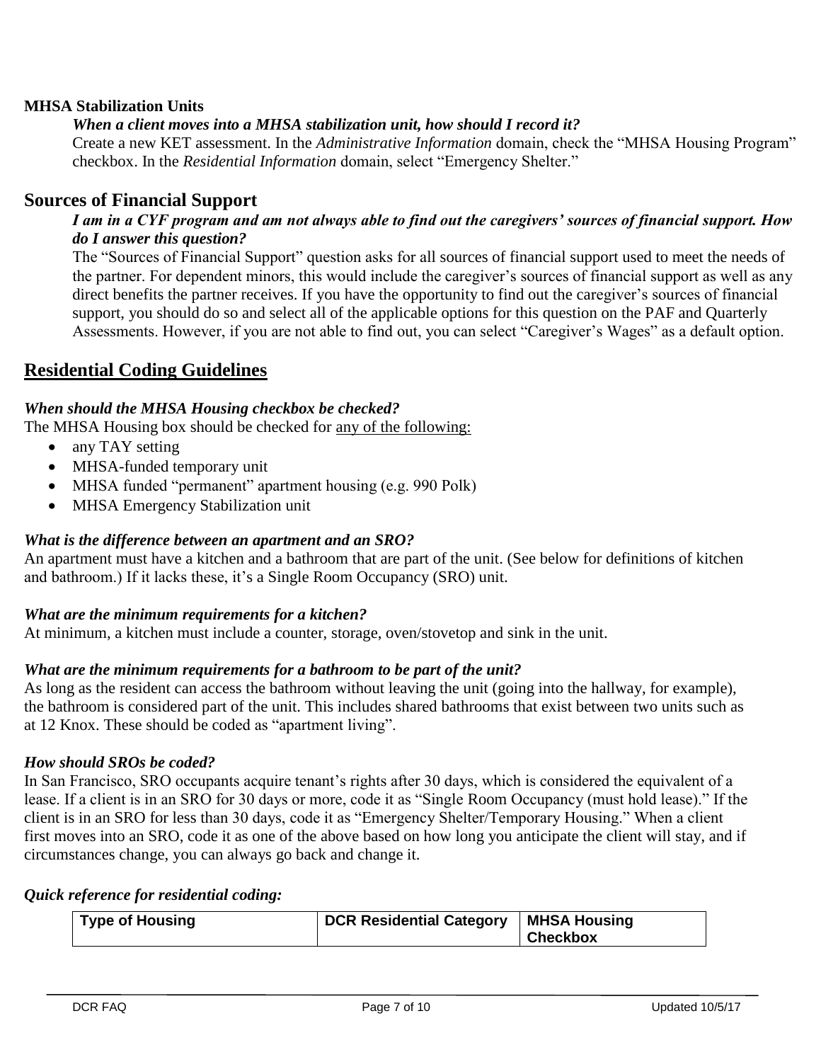**MHSA Stabilization Units**

***When a client moves into a MHSA stabilization unit, how should I record it?***

Create a new KET assessment. In the *Administrative Information* domain, check the "MHSA Housing Program" checkbox. In the *Residential Information* domain, select "Emergency Shelter."

## Sources of Financial Support

***I am in a CYF program and am not always able to find out the caregivers' sources of financial support. How do I answer this question?***

The "Sources of Financial Support" question asks for all sources of financial support used to meet the needs of the partner. For dependent minors, this would include the caregiver's sources of financial support as well as any direct benefits the partner receives. If you have the opportunity to find out the caregiver's sources of financial support, you should do so and select all of the applicable options for this question on the PAF and Quarterly Assessments. However, if you are not able to find out, you can select "Caregiver's Wages" as a default option.

## Residential Coding Guidelines

***When should the MHSA Housing checkbox be checked?***

The MHSA Housing box should be checked for any of the following:

- any TAY setting
- MHSA-funded temporary unit
- MHSA funded "permanent" apartment housing (e.g. 990 Polk)
- MHSA Emergency Stabilization unit

***What is the difference between an apartment and an SRO?***

An apartment must have a kitchen and a bathroom that are part of the unit. (See below for definitions of kitchen and bathroom.) If it lacks these, it's a Single Room Occupancy (SRO) unit.

***What are the minimum requirements for a kitchen?***

At minimum, a kitchen must include a counter, storage, oven/stovetop and sink in the unit.

***What are the minimum requirements for a bathroom to be part of the unit?***

As long as the resident can access the bathroom without leaving the unit (going into the hallway, for example), the bathroom is considered part of the unit. This includes shared bathrooms that exist between two units such as at 12 Knox. These should be coded as "apartment living".

***How should SROs be coded?***

In San Francisco, SRO occupants acquire tenant's rights after 30 days, which is considered the equivalent of a lease. If a client is in an SRO for 30 days or more, code it as "Single Room Occupancy (must hold lease)." If the client is in an SRO for less than 30 days, code it as "Emergency Shelter/Temporary Housing." When a client first moves into an SRO, code it as one of the above based on how long you anticipate the client will stay, and if circumstances change, you can always go back and change it.

***Quick reference for residential coding:***

| Type of Housing | DCR Residential Category | MHSA Housing Checkbox |
| --- | --- | --- |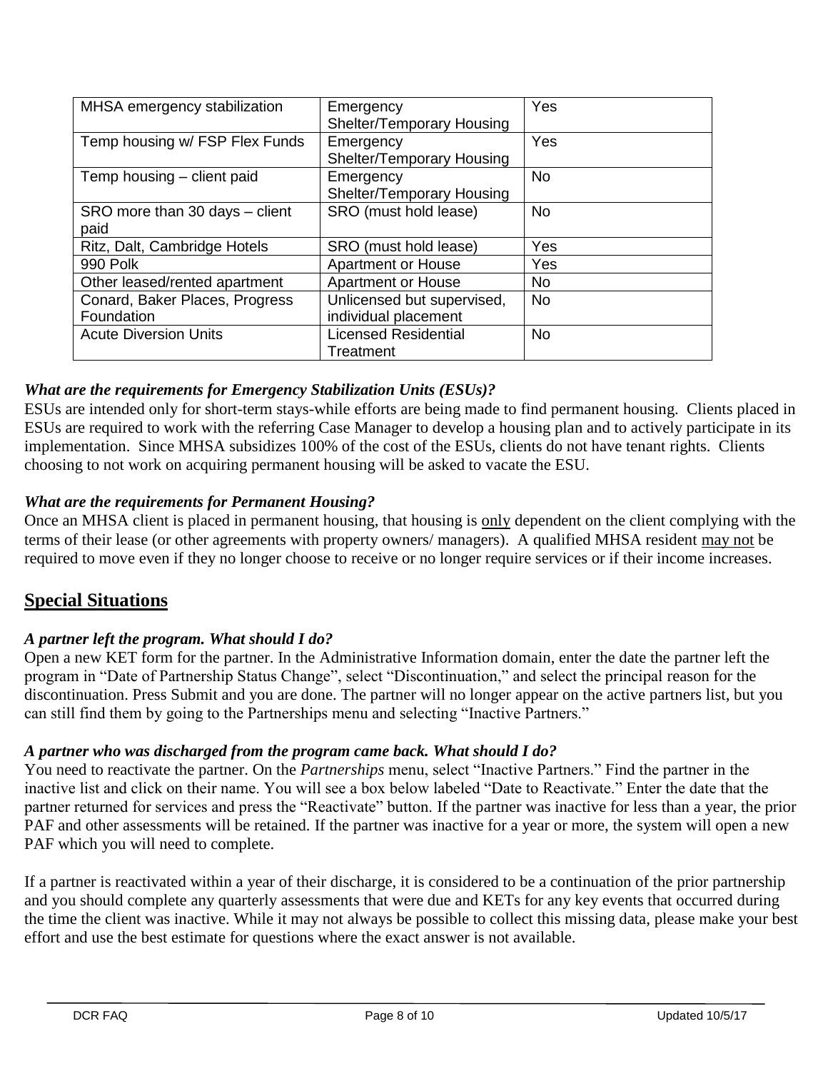| MHSA emergency stabilization | Emergency Shelter/Temporary Housing | Yes |
|---|---|---|
| Temp housing w/ FSP Flex Funds | Emergency Shelter/Temporary Housing | Yes |
| Temp housing – client paid | Emergency Shelter/Temporary Housing | No |
| SRO more than 30 days – client paid | SRO (must hold lease) | No |
| Ritz, Dalt, Cambridge Hotels | SRO (must hold lease) | Yes |
| 990 Polk | Apartment or House | Yes |
| Other leased/rented apartment | Apartment or House | No |
| Conard, Baker Places, Progress Foundation | Unlicensed but supervised, individual placement | No |
| Acute Diversion Units | Licensed Residential Treatment | No |

***What are the requirements for Emergency Stabilization Units (ESUs)?***

ESUs are intended only for short-term stays-while efforts are being made to find permanent housing. Clients placed in ESUs are required to work with the referring Case Manager to develop a housing plan and to actively participate in its implementation. Since MHSA subsidizes 100% of the cost of the ESUs, clients do not have tenant rights. Clients choosing to not work on acquiring permanent housing will be asked to vacate the ESU.

***What are the requirements for Permanent Housing?***

Once an MHSA client is placed in permanent housing, that housing is only dependent on the client complying with the terms of their lease (or other agreements with property owners/ managers). A qualified MHSA resident may not be required to move even if they no longer choose to receive or no longer require services or if their income increases.

## Special Situations

***A partner left the program. What should I do?***

Open a new KET form for the partner. In the Administrative Information domain, enter the date the partner left the program in "Date of Partnership Status Change", select "Discontinuation," and select the principal reason for the discontinuation. Press Submit and you are done. The partner will no longer appear on the active partners list, but you can still find them by going to the Partnerships menu and selecting "Inactive Partners."

***A partner who was discharged from the program came back. What should I do?***

You need to reactivate the partner. On the *Partnerships* menu, select "Inactive Partners." Find the partner in the inactive list and click on their name. You will see a box below labeled "Date to Reactivate." Enter the date that the partner returned for services and press the "Reactivate" button. If the partner was inactive for less than a year, the prior PAF and other assessments will be retained. If the partner was inactive for a year or more, the system will open a new PAF which you will need to complete.

If a partner is reactivated within a year of their discharge, it is considered to be a continuation of the prior partnership and you should complete any quarterly assessments that were due and KETs for any key events that occurred during the time the client was inactive. While it may not always be possible to collect this missing data, please make your best effort and use the best estimate for questions where the exact answer is not available.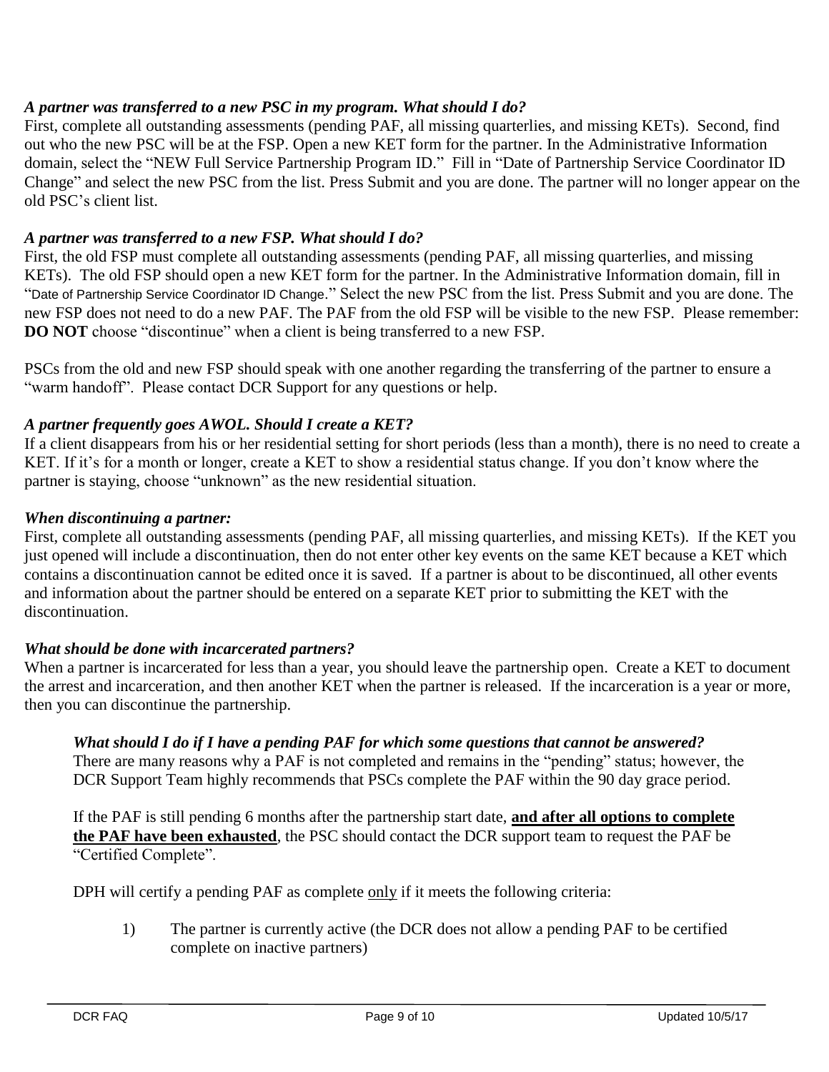***A partner was transferred to a new PSC in my program. What should I do?***

First, complete all outstanding assessments (pending PAF, all missing quarterlies, and missing KETs). Second, find out who the new PSC will be at the FSP. Open a new KET form for the partner. In the Administrative Information domain, select the "NEW Full Service Partnership Program ID." Fill in "Date of Partnership Service Coordinator ID Change" and select the new PSC from the list. Press Submit and you are done. The partner will no longer appear on the old PSC's client list.

***A partner was transferred to a new FSP. What should I do?***

First, the old FSP must complete all outstanding assessments (pending PAF, all missing quarterlies, and missing KETs). The old FSP should open a new KET form for the partner. In the Administrative Information domain, fill in "Date of Partnership Service Coordinator ID Change." Select the new PSC from the list. Press Submit and you are done. The new FSP does not need to do a new PAF. The PAF from the old FSP will be visible to the new FSP. Please remember: **DO NOT** choose "discontinue" when a client is being transferred to a new FSP.

PSCs from the old and new FSP should speak with one another regarding the transferring of the partner to ensure a "warm handoff". Please contact DCR Support for any questions or help.

***A partner frequently goes AWOL. Should I create a KET?***

If a client disappears from his or her residential setting for short periods (less than a month), there is no need to create a KET. If it's for a month or longer, create a KET to show a residential status change. If you don't know where the partner is staying, choose "unknown" as the new residential situation.

***When discontinuing a partner:***

First, complete all outstanding assessments (pending PAF, all missing quarterlies, and missing KETs). If the KET you just opened will include a discontinuation, then do not enter other key events on the same KET because a KET which contains a discontinuation cannot be edited once it is saved. If a partner is about to be discontinued, all other events and information about the partner should be entered on a separate KET prior to submitting the KET with the discontinuation.

***What should be done with incarcerated partners?***

When a partner is incarcerated for less than a year, you should leave the partnership open. Create a KET to document the arrest and incarceration, and then another KET when the partner is released. If the incarceration is a year or more, then you can discontinue the partnership.

***What should I do if I have a pending PAF for which some questions that cannot be answered?***

There are many reasons why a PAF is not completed and remains in the "pending" status; however, the DCR Support Team highly recommends that PSCs complete the PAF within the 90 day grace period.

If the PAF is still pending 6 months after the partnership start date, **and after all options to complete the PAF have been exhausted**, the PSC should contact the DCR support team to request the PAF be "Certified Complete".

DPH will certify a pending PAF as complete only if it meets the following criteria:

1) The partner is currently active (the DCR does not allow a pending PAF to be certified complete on inactive partners)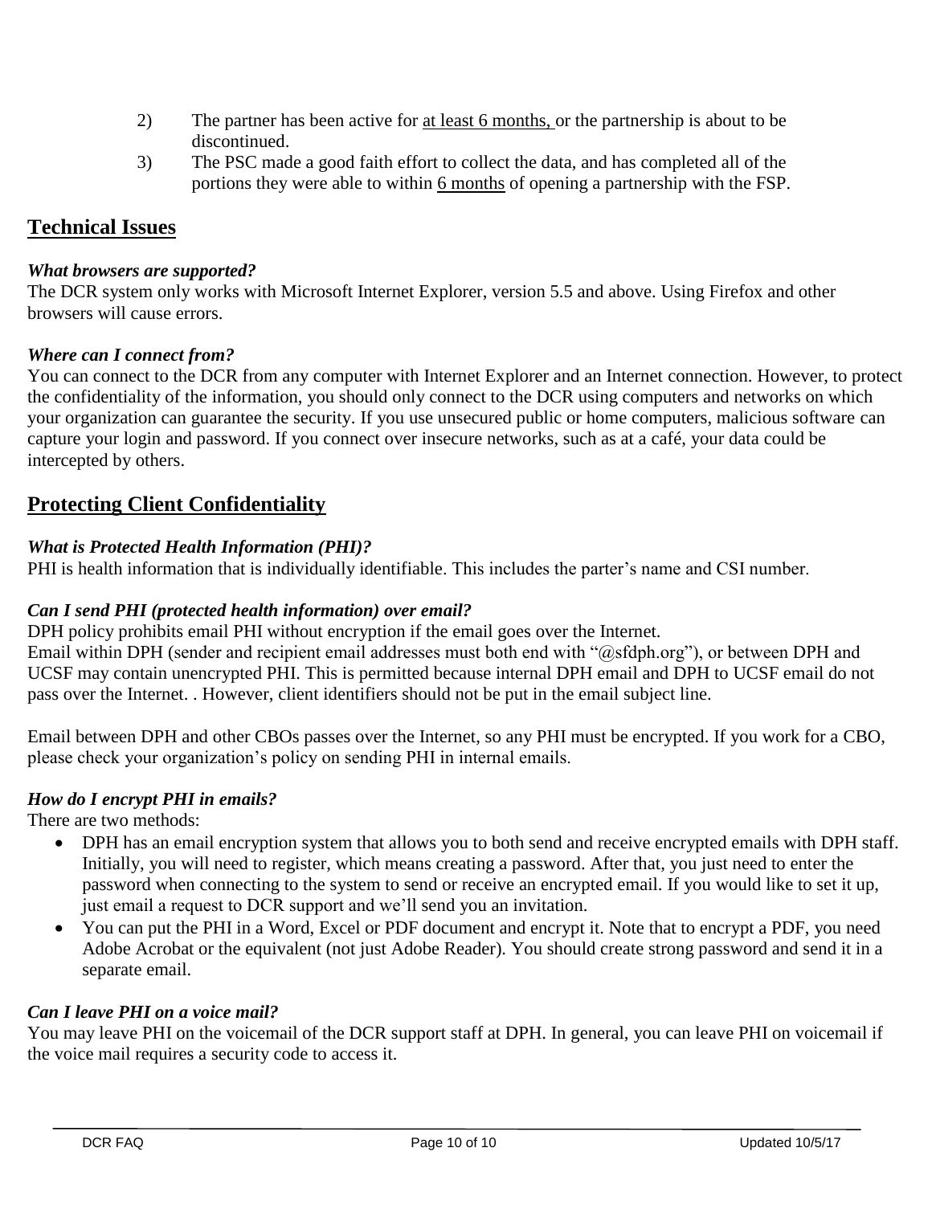2) The partner has been active for <u>at least 6 months,</u> or the partnership is about to be discontinued.
3) The PSC made a good faith effort to collect the data, and has completed all of the portions they were able to within <u>6 months</u> of opening a partnership with the FSP.

## Technical Issues

***What browsers are supported?***

The DCR system only works with Microsoft Internet Explorer, version 5.5 and above. Using Firefox and other browsers will cause errors.

***Where can I connect from?***

You can connect to the DCR from any computer with Internet Explorer and an Internet connection. However, to protect the confidentiality of the information, you should only connect to the DCR using computers and networks on which your organization can guarantee the security. If you use unsecured public or home computers, malicious software can capture your login and password. If you connect over insecure networks, such as at a café, your data could be intercepted by others.

## Protecting Client Confidentiality

***What is Protected Health Information (PHI)?***

PHI is health information that is individually identifiable. This includes the parter's name and CSI number.

***Can I send PHI (protected health information) over email?***

DPH policy prohibits email PHI without encryption if the email goes over the Internet.
Email within DPH (sender and recipient email addresses must both end with "@sfdph.org"), or between DPH and UCSF may contain unencrypted PHI. This is permitted because internal DPH email and DPH to UCSF email do not pass over the Internet. . However, client identifiers should not be put in the email subject line.

Email between DPH and other CBOs passes over the Internet, so any PHI must be encrypted. If you work for a CBO, please check your organization's policy on sending PHI in internal emails.

***How do I encrypt PHI in emails?***

There are two methods:

- DPH has an email encryption system that allows you to both send and receive encrypted emails with DPH staff. Initially, you will need to register, which means creating a password. After that, you just need to enter the password when connecting to the system to send or receive an encrypted email. If you would like to set it up, just email a request to DCR support and we'll send you an invitation.
- You can put the PHI in a Word, Excel or PDF document and encrypt it. Note that to encrypt a PDF, you need Adobe Acrobat or the equivalent (not just Adobe Reader). You should create strong password and send it in a separate email.

***Can I leave PHI on a voice mail?***

You may leave PHI on the voicemail of the DCR support staff at DPH. In general, you can leave PHI on voicemail if the voice mail requires a security code to access it.